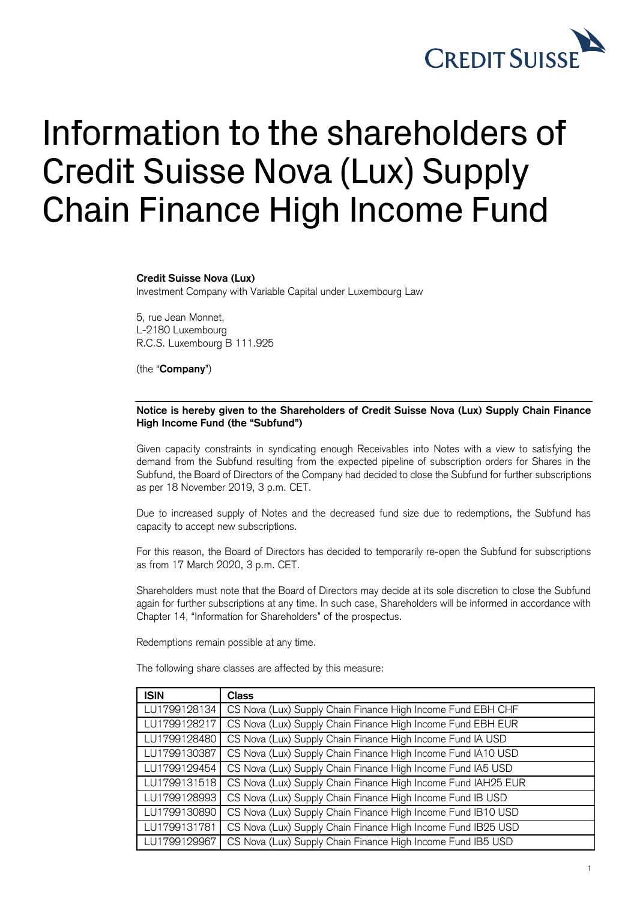CREDIT SUISSE

# Information to the shareholders of Credit Suisse Nova (Lux) Supply Chain Finance High Income Fund

**Credit Suisse Nova (Lux)**
Investment Company with Variable Capital under Luxembourg Law

5, rue Jean Monnet,
L-2180 Luxembourg
R.C.S. Luxembourg B 111.925

(the "**Company**")

**Notice is hereby given to the Shareholders of Credit Suisse Nova (Lux) Supply Chain Finance High Income Fund (the "Subfund")**

Given capacity constraints in syndicating enough Receivables into Notes with a view to satisfying the demand from the Subfund resulting from the expected pipeline of subscription orders for Shares in the Subfund, the Board of Directors of the Company had decided to close the Subfund for further subscriptions as per 18 November 2019, 3 p.m. CET.

Due to increased supply of Notes and the decreased fund size due to redemptions, the Subfund has capacity to accept new subscriptions.

For this reason, the Board of Directors has decided to temporarily re-open the Subfund for subscriptions as from 17 March 2020, 3 p.m. CET.

Shareholders must note that the Board of Directors may decide at its sole discretion to close the Subfund again for further subscriptions at any time. In such case, Shareholders will be informed in accordance with Chapter 14, "Information for Shareholders" of the prospectus.

Redemptions remain possible at any time.

The following share classes are affected by this measure:

| ISIN | Class |
| --- | --- |
| LU1799128134 | CS Nova (Lux) Supply Chain Finance High Income Fund EBH CHF |
| LU1799128217 | CS Nova (Lux) Supply Chain Finance High Income Fund EBH EUR |
| LU1799128480 | CS Nova (Lux) Supply Chain Finance High Income Fund IA USD |
| LU1799130387 | CS Nova (Lux) Supply Chain Finance High Income Fund IA10 USD |
| LU1799129454 | CS Nova (Lux) Supply Chain Finance High Income Fund IA5 USD |
| LU1799131518 | CS Nova (Lux) Supply Chain Finance High Income Fund IAH25 EUR |
| LU1799128993 | CS Nova (Lux) Supply Chain Finance High Income Fund IB USD |
| LU1799130890 | CS Nova (Lux) Supply Chain Finance High Income Fund IB10 USD |
| LU1799131781 | CS Nova (Lux) Supply Chain Finance High Income Fund IB25 USD |
| LU1799129967 | CS Nova (Lux) Supply Chain Finance High Income Fund IB5 USD |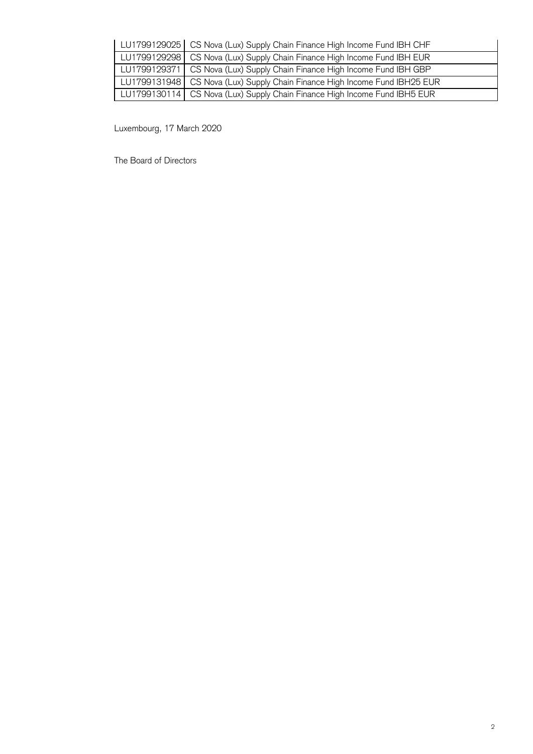| | |
|---|---|
| LU1799129025 | CS Nova (Lux) Supply Chain Finance High Income Fund IBH CHF |
| LU1799129298 | CS Nova (Lux) Supply Chain Finance High Income Fund IBH EUR |
| LU1799129371 | CS Nova (Lux) Supply Chain Finance High Income Fund IBH GBP |
| LU1799131948 | CS Nova (Lux) Supply Chain Finance High Income Fund IBH25 EUR |
| LU1799130114 | CS Nova (Lux) Supply Chain Finance High Income Fund IBH5 EUR |

Luxembourg, 17 March 2020

The Board of Directors